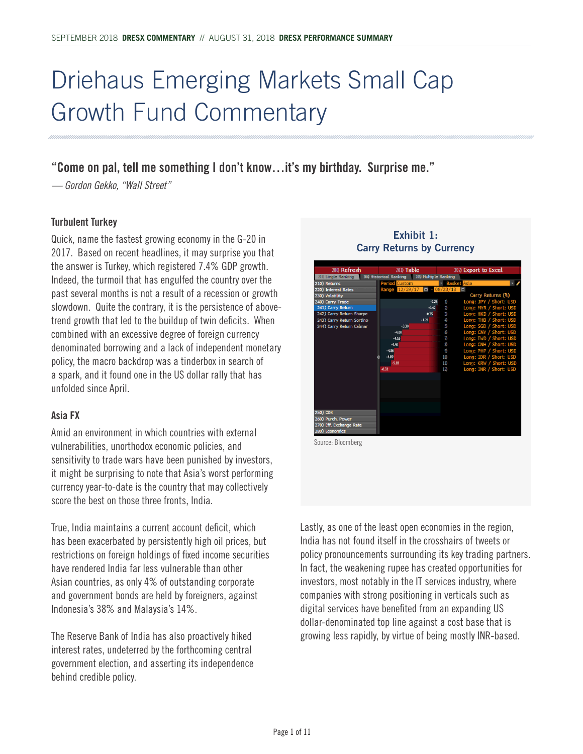# Driehaus Emerging Markets Small Cap Growth Fund Commentary

### "Come on pal, tell me something I don't know…it's my birthday. Surprise me."

*— Gordon Gekko, "Wall Street"*

#### Turbulent Turkey

Quick, name the fastest growing economy in the G-20 in 2017. Based on recent headlines, it may surprise you that the answer is Turkey, which registered 7.4% GDP growth. Indeed, the turmoil that has engulfed the country over the past several months is not a result of a recession or growth slowdown. Quite the contrary, it is the persistence of above-trend growth that led to the buildup of twin deficits. When combined with an excessive degree of foreign currency denominated borrowing and a lack of independent monetary policy, the macro backdrop was a tinderbox in search of a spark, and it found one in the US dollar rally that has unfolded since April.

#### Asia FX

Amid an environment in which countries with external vulnerabilities, unorthodox economic policies, and sensitivity to trade wars have been punished by investors, it might be surprising to note that Asia's worst performing currency year-to-date is the country that may collectively score the best on those three fronts, India.

True, India maintains a current account deficit, which has been exacerbated by persistently high oil prices, but restrictions on foreign holdings of fixed income securities have rendered India far less vulnerable than other Asian countries, as only 4% of outstanding corporate and government bonds are held by foreigners, against Indonesia's 38% and Malaysia's 14%.

The Reserve Bank of India has also proactively hiked interest rates, undeterred by the forthcoming central government election, and asserting its independence behind credible policy.

**Exhibit 1: Carry Returns by Currency**

Period: Custom; Range 12/29/17 – 08/23/18; Basket: Asia

| Rank | Carry Returns (%) | Currency Pair |
|---|---|---|
| 1) | -0.26 | Long: JPY / Short: USD |
| 2) | -0.49 | Long: MYR / Short: USD |
| 3) | -0.75 | Long: HKD / Short: USD |
| 4) | -1.21 | Long: THB / Short: USD |
| 5) | -3.30 | Long: SGD / Short: USD |
| 6) | -4.00 | Long: CNY / Short: USD |
| 7) | -4.16 | Long: TWD / Short: USD |
| 8) | -4.40 | Long: CNH / Short: USD |
| 9) | -4.86 | Long: PHP / Short: USD |
| 10) | -4.89 | Long: IDR / Short: USD |
| 11) | -5.38 | Long: KRW / Short: USD |
| 12) | -6.32 | Long: INR / Short: USD |

Source: Bloomberg

Lastly, as one of the least open economies in the region, India has not found itself in the crosshairs of tweets or policy pronouncements surrounding its key trading partners. In fact, the weakening rupee has created opportunities for investors, most notably in the IT services industry, where companies with strong positioning in verticals such as digital services have benefited from an expanding US dollar-denominated top line against a cost base that is growing less rapidly, by virtue of being mostly INR-based.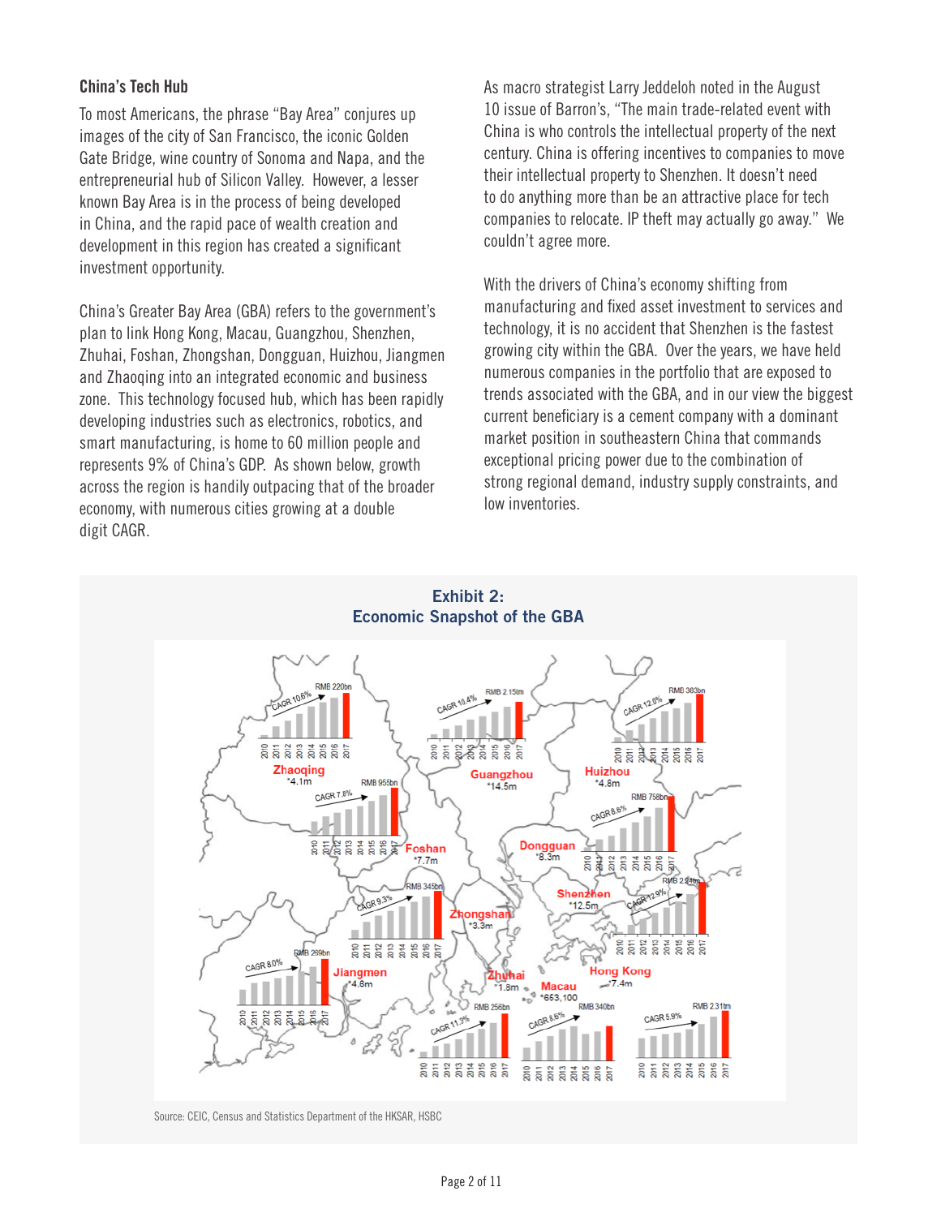### China's Tech Hub

To most Americans, the phrase "Bay Area" conjures up images of the city of San Francisco, the iconic Golden Gate Bridge, wine country of Sonoma and Napa, and the entrepreneurial hub of Silicon Valley. However, a lesser known Bay Area is in the process of being developed in China, and the rapid pace of wealth creation and development in this region has created a significant investment opportunity.

China's Greater Bay Area (GBA) refers to the government's plan to link Hong Kong, Macau, Guangzhou, Shenzhen, Zhuhai, Foshan, Zhongshan, Dongguan, Huizhou, Jiangmen and Zhaoqing into an integrated economic and business zone. This technology focused hub, which has been rapidly developing industries such as electronics, robotics, and smart manufacturing, is home to 60 million people and represents 9% of China's GDP. As shown below, growth across the region is handily outpacing that of the broader economy, with numerous cities growing at a double digit CAGR.

As macro strategist Larry Jeddeloh noted in the August 10 issue of Barron's, "The main trade-related event with China is who controls the intellectual property of the next century. China is offering incentives to companies to move their intellectual property to Shenzhen. It doesn't need to do anything more than be an attractive place for tech companies to relocate. IP theft may actually go away." We couldn't agree more.

With the drivers of China's economy shifting from manufacturing and fixed asset investment to services and technology, it is no accident that Shenzhen is the fastest growing city within the GBA. Over the years, we have held numerous companies in the portfolio that are exposed to trends associated with the GBA, and in our view the biggest current beneficiary is a cement company with a dominant market position in southeastern China that commands exceptional pricing power due to the combination of strong regional demand, industry supply constraints, and low inventories.

**Exhibit 2:**
**Economic Snapshot of the GBA**

| City | Population | CAGR (2010–2017) | 2017 GDP |
|---|---|---|---|
| Zhaoqing | *4.1m | 10.6% | RMB 220bn |
| Guangzhou | *14.5m | 10.4% | RMB 2.15trn |
| Huizhou | *4.8m | 12.0% | RMB 383bn |
| Foshan | *7.7m | 7.8% | RMB 955bn |
| Dongguan | *8.3m | 8.6% | RMB 758bn |
| Zhongshan | *3.3m | 9.3% | RMB 345bn |
| Shenzhen | *12.5m | 12.9% | RMB 2.24trn |
| Jiangmen | *4.6m | 8.0% | RMB 269bn |
| Zhuhai | *1.8m | 11.3% | RMB 256bn |
| Macau | *653,100 | 8.6% | RMB 340bn |
| Hong Kong | *7.4m | 5.9% | RMB 2.31trn |

Source: CEIC, Census and Statistics Department of the HKSAR, HSBC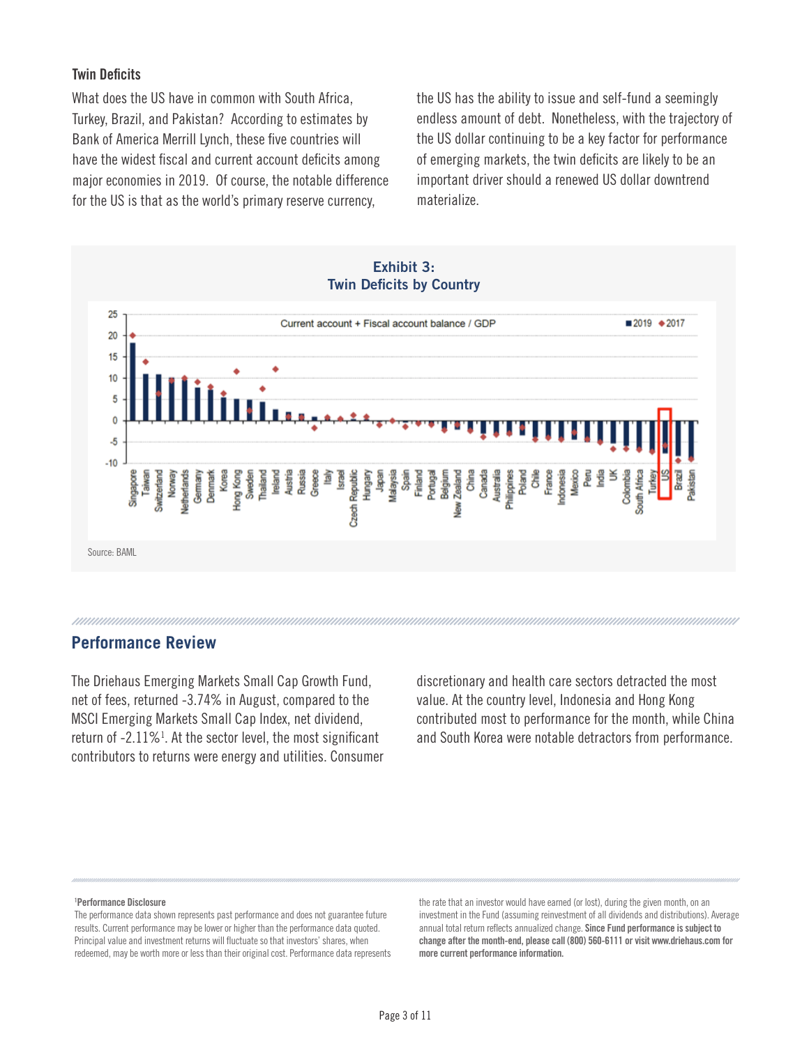### Twin Deficits

What does the US have in common with South Africa, Turkey, Brazil, and Pakistan? According to estimates by Bank of America Merrill Lynch, these five countries will have the widest fiscal and current account deficits among major economies in 2019. Of course, the notable difference for the US is that as the world's primary reserve currency, the US has the ability to issue and self-fund a seemingly endless amount of debt. Nonetheless, with the trajectory of the US dollar continuing to be a key factor for performance of emerging markets, the twin deficits are likely to be an important driver should a renewed US dollar downtrend materialize.

**Exhibit 3:**
**Twin Deficits by Country**

Current account + Fiscal account balance / GDP — ■ 2019 ◆ 2017

Countries (left to right): Singapore, Taiwan, Switzerland, Norway, Netherlands, Germany, Denmark, Korea, Hong Kong, Sweden, Thailand, Ireland, Austria, Russia, Greece, Italy, Israel, Czech Republic, Hungary, Japan, Malaysia, Spain, Finland, Portugal, Belgium, New Zealand, China, Canada, Australia, Philippines, Poland, Chile, France, Indonesia, Mexico, Peru, India, UK, Colombia, South Africa, Turkey, US, Brazil, Pakistan

Source: BAML

## Performance Review

The Driehaus Emerging Markets Small Cap Growth Fund, net of fees, returned -3.74% in August, compared to the MSCI Emerging Markets Small Cap Index, net dividend, return of -2.11%[1]. At the sector level, the most significant contributors to returns were energy and utilities. Consumer discretionary and health care sectors detracted the most value. At the country level, Indonesia and Hong Kong contributed most to performance for the month, while China and South Korea were notable detractors from performance.

[1]**Performance Disclosure**
The performance data shown represents past performance and does not guarantee future results. Current performance may be lower or higher than the performance data quoted. Principal value and investment returns will fluctuate so that investors' shares, when redeemed, may be worth more or less than their original cost. Performance data represents the rate that an investor would have earned (or lost), during the given month, on an investment in the Fund (assuming reinvestment of all dividends and distributions). Average annual total return reflects annualized change. **Since Fund performance is subject to change after the month-end, please call (800) 560-6111 or visit www.driehaus.com for more current performance information.**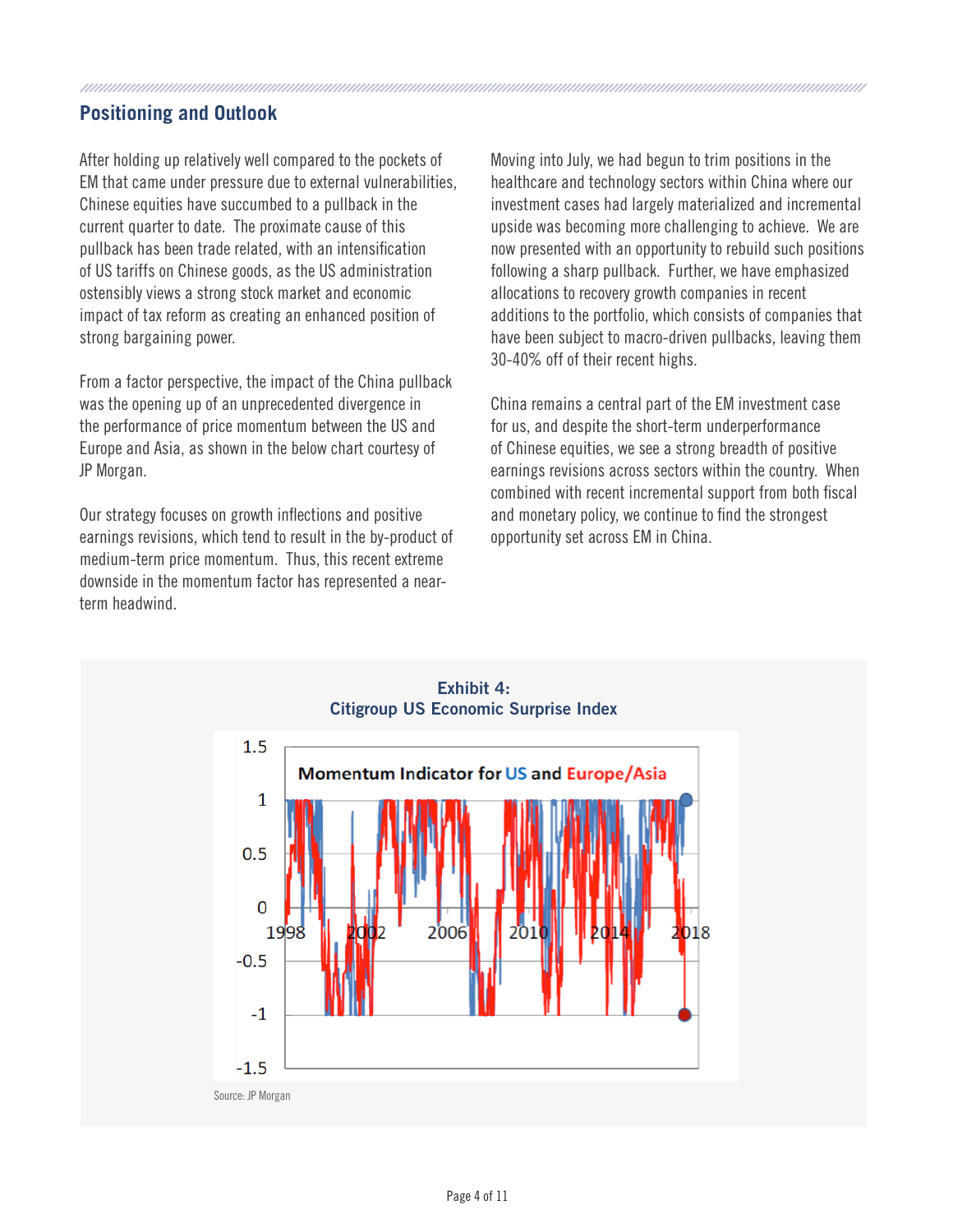## Positioning and Outlook

After holding up relatively well compared to the pockets of EM that came under pressure due to external vulnerabilities, Chinese equities have succumbed to a pullback in the current quarter to date. The proximate cause of this pullback has been trade related, with an intensification of US tariffs on Chinese goods, as the US administration ostensibly views a strong stock market and economic impact of tax reform as creating an enhanced position of strong bargaining power.

From a factor perspective, the impact of the China pullback was the opening up of an unprecedented divergence in the performance of price momentum between the US and Europe and Asia, as shown in the below chart courtesy of JP Morgan.

Our strategy focuses on growth inflections and positive earnings revisions, which tend to result in the by-product of medium-term price momentum. Thus, this recent extreme downside in the momentum factor has represented a near-term headwind.

Moving into July, we had begun to trim positions in the healthcare and technology sectors within China where our investment cases had largely materialized and incremental upside was becoming more challenging to achieve. We are now presented with an opportunity to rebuild such positions following a sharp pullback. Further, we have emphasized allocations to recovery growth companies in recent additions to the portfolio, which consists of companies that have been subject to macro-driven pullbacks, leaving them 30-40% off of their recent highs.

China remains a central part of the EM investment case for us, and despite the short-term underperformance of Chinese equities, we see a strong breadth of positive earnings revisions across sectors within the country. When combined with recent incremental support from both fiscal and monetary policy, we continue to find the strongest opportunity set across EM in China.

**Exhibit 4:**
**Citigroup US Economic Surprise Index**

Source: JP Morgan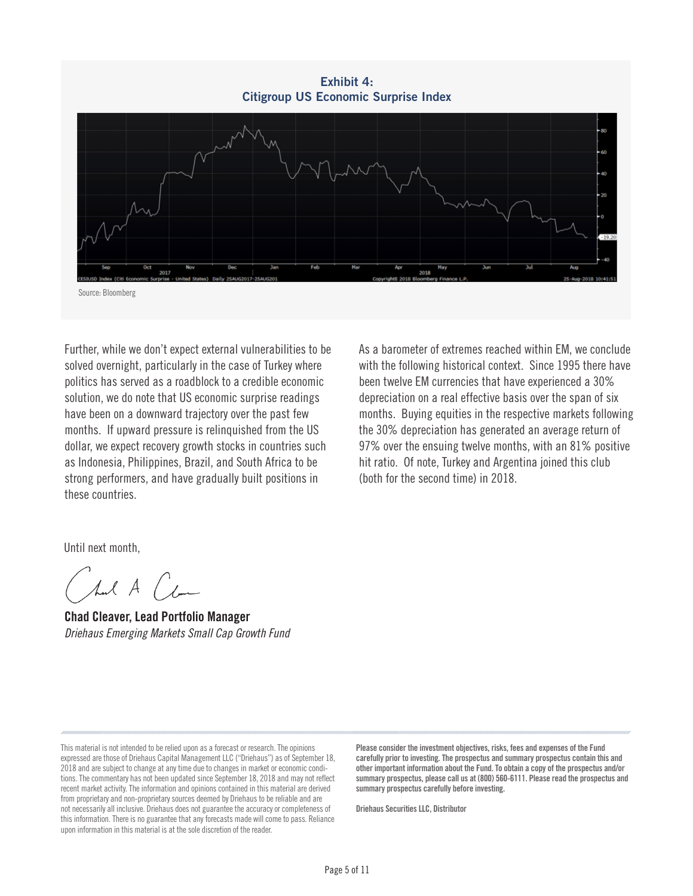**Exhibit 4:**
**Citigroup US Economic Surprise Index**

Source: Bloomberg

Further, while we don't expect external vulnerabilities to be solved overnight, particularly in the case of Turkey where politics has served as a roadblock to a credible economic solution, we do note that US economic surprise readings have been on a downward trajectory over the past few months. If upward pressure is relinquished from the US dollar, we expect recovery growth stocks in countries such as Indonesia, Philippines, Brazil, and South Africa to be strong performers, and have gradually built positions in these countries.

As a barometer of extremes reached within EM, we conclude with the following historical context. Since 1995 there have been twelve EM currencies that have experienced a 30% depreciation on a real effective basis over the span of six months. Buying equities in the respective markets following the 30% depreciation has generated an average return of 97% over the ensuing twelve months, with an 81% positive hit ratio. Of note, Turkey and Argentina joined this club (both for the second time) in 2018.

Until next month,

**Chad Cleaver, Lead Portfolio Manager**
*Driehaus Emerging Markets Small Cap Growth Fund*

This material is not intended to be relied upon as a forecast or research. The opinions expressed are those of Driehaus Capital Management LLC ("Driehaus") as of September 18, 2018 and are subject to change at any time due to changes in market or economic conditions. The commentary has not been updated since September 18, 2018 and may not reflect recent market activity. The information and opinions contained in this material are derived from proprietary and non-proprietary sources deemed by Driehaus to be reliable and are not necessarily all inclusive. Driehaus does not guarantee the accuracy or completeness of this information. There is no guarantee that any forecasts made will come to pass. Reliance upon information in this material is at the sole discretion of the reader.

**Please consider the investment objectives, risks, fees and expenses of the Fund carefully prior to investing. The prospectus and summary prospectus contain this and other important information about the Fund. To obtain a copy of the prospectus and/or summary prospectus, please call us at (800) 560-6111. Please read the prospectus and summary prospectus carefully before investing.**

**Driehaus Securities LLC, Distributor**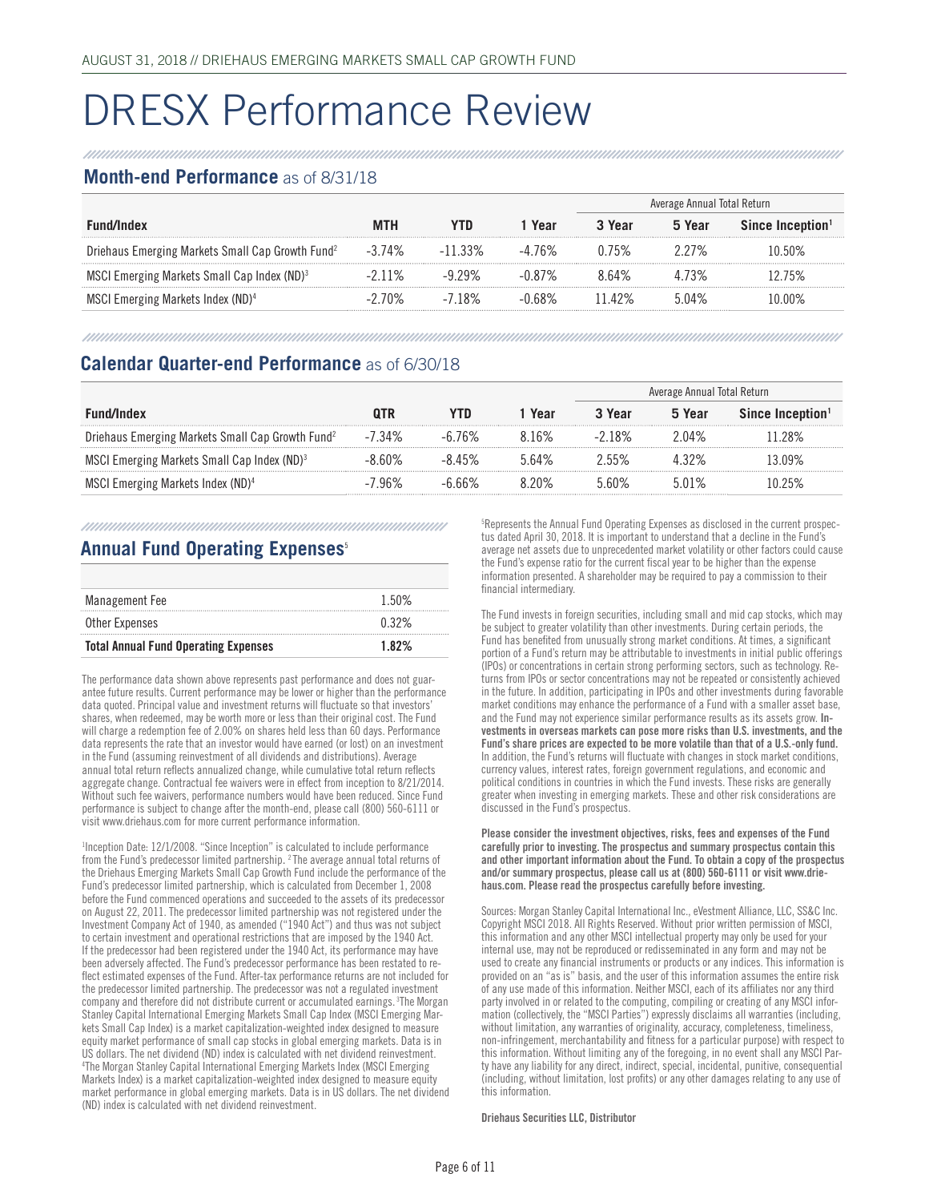AUGUST 31, 2018 // DRIEHAUS EMERGING MARKETS SMALL CAP GROWTH FUND

# DRESX Performance Review

## Month-end Performance as of 8/31/18

| | | | | Average Annual Total Return | | |
|---|---|---|---|---|---|---|
| **Fund/Index** | **MTH** | **YTD** | **1 Year** | **3 Year** | **5 Year** | **Since Inception[1]** |
| Driehaus Emerging Markets Small Cap Growth Fund[2] | -3.74% | -11.33% | -4.76% | 0.75% | 2.27% | 10.50% |
| MSCI Emerging Markets Small Cap Index (ND)[3] | -2.11% | -9.29% | -0.87% | 8.64% | 4.73% | 12.75% |
| MSCI Emerging Markets Index (ND)[4] | -2.70% | -7.18% | -0.68% | 11.42% | 5.04% | 10.00% |

## Calendar Quarter-end Performance as of 6/30/18

| | | | | Average Annual Total Return | | |
|---|---|---|---|---|---|---|
| **Fund/Index** | **QTR** | **YTD** | **1 Year** | **3 Year** | **5 Year** | **Since Inception[1]** |
| Driehaus Emerging Markets Small Cap Growth Fund[2] | -7.34% | -6.76% | 8.16% | -2.18% | 2.04% | 11.28% |
| MSCI Emerging Markets Small Cap Index (ND)[3] | -8.60% | -8.45% | 5.64% | 2.55% | 4.32% | 13.09% |
| MSCI Emerging Markets Index (ND)[4] | -7.96% | -6.66% | 8.20% | 5.60% | 5.01% | 10.25% |

## Annual Fund Operating Expenses[5]

| | |
|---|---|
| Management Fee | 1.50% |
| Other Expenses | 0.32% |
| **Total Annual Fund Operating Expenses** | **1.82%** |

The performance data shown above represents past performance and does not guarantee future results. Current performance may be lower or higher than the performance data quoted. Principal value and investment returns will fluctuate so that investors' shares, when redeemed, may be worth more or less than their original cost. The Fund will charge a redemption fee of 2.00% on shares held less than 60 days. Performance data represents the rate that an investor would have earned (or lost) on an investment in the Fund (assuming reinvestment of all dividends and distributions). Average annual total return reflects annualized change, while cumulative total return reflects aggregate change. Contractual fee waivers were in effect from inception to 8/21/2014. Without such fee waivers, performance numbers would have been reduced. Since Fund performance is subject to change after the month-end, please call (800) 560-6111 or visit www.driehaus.com for more current performance information.

[1]Inception Date: 12/1/2008. "Since Inception" is calculated to include performance from the Fund's predecessor limited partnership. [2]The average annual total returns of the Driehaus Emerging Markets Small Cap Growth Fund include the performance of the Fund's predecessor limited partnership, which is calculated from December 1, 2008 before the Fund commenced operations and succeeded to the assets of its predecessor on August 22, 2011. The predecessor limited partnership was not registered under the Investment Company Act of 1940, as amended ("1940 Act") and thus was not subject to certain investment and operational restrictions that are imposed by the 1940 Act. If the predecessor had been registered under the 1940 Act, its performance may have been adversely affected. The Fund's predecessor performance has been restated to reflect estimated expenses of the Fund. After-tax performance returns are not included for the predecessor limited partnership. The predecessor was not a regulated investment company and therefore did not distribute current or accumulated earnings. [3]The Morgan Stanley Capital International Emerging Markets Small Cap Index (MSCI Emerging Markets Small Cap Index) is a market capitalization-weighted index designed to measure equity market performance of small cap stocks in global emerging markets. Data is in US dollars. The net dividend (ND) index is calculated with net dividend reinvestment. [4]The Morgan Stanley Capital International Emerging Markets Index (MSCI Emerging Markets Index) is a market capitalization-weighted index designed to measure equity market performance in global emerging markets. Data is in US dollars. The net dividend (ND) index is calculated with net dividend reinvestment.

[5]Represents the Annual Fund Operating Expenses as disclosed in the current prospectus dated April 30, 2018. It is important to understand that a decline in the Fund's average net assets due to unprecedented market volatility or other factors could cause the Fund's expense ratio for the current fiscal year to be higher than the expense information presented. A shareholder may be required to pay a commission to their financial intermediary.

The Fund invests in foreign securities, including small and mid cap stocks, which may be subject to greater volatility than other investments. During certain periods, the Fund has benefited from unusually strong market conditions. At times, a significant portion of a Fund's return may be attributable to investments in initial public offerings (IPOs) or concentrations in certain strong performing sectors, such as technology. Returns from IPOs or sector concentrations may not be repeated or consistently achieved in the future. In addition, participating in IPOs and other investments during favorable market conditions may enhance the performance of a Fund with a smaller asset base, and the Fund may not experience similar performance results as its assets grow. **Investments in overseas markets can pose more risks than U.S. investments, and the Fund's share prices are expected to be more volatile than that of a U.S.-only fund.** In addition, the Fund's returns will fluctuate with changes in stock market conditions, currency values, interest rates, foreign government regulations, and economic and political conditions in countries in which the Fund invests. These risks are generally greater when investing in emerging markets. These and other risk considerations are discussed in the Fund's prospectus.

**Please consider the investment objectives, risks, fees and expenses of the Fund carefully prior to investing. The prospectus and summary prospectus contain this and other important information about the Fund. To obtain a copy of the prospectus and/or summary prospectus, please call us at (800) 560-6111 or visit www.driehaus.com. Please read the prospectus carefully before investing.**

Sources: Morgan Stanley Capital International Inc., eVestment Alliance, LLC, SS&C Inc. Copyright MSCI 2018. All Rights Reserved. Without prior written permission of MSCI, this information and any other MSCI intellectual property may only be used for your internal use, may not be reproduced or redisseminated in any form and may not be used to create any financial instruments or products or any indices. This information is provided on an "as is" basis, and the user of this information assumes the entire risk of any use made of this information. Neither MSCI, each of its affiliates nor any third party involved in or related to the computing, compiling or creating of any MSCI information (collectively, the "MSCI Parties") expressly disclaims all warranties (including, without limitation, any warranties of originality, accuracy, completeness, timeliness, non-infringement, merchantability and fitness for a particular purpose) with respect to this information. Without limiting any of the foregoing, in no event shall any MSCI Party have any liability for any direct, indirect, special, incidental, punitive, consequential (including, without limitation, lost profits) or any other damages relating to any use of this information.

**Driehaus Securities LLC, Distributor**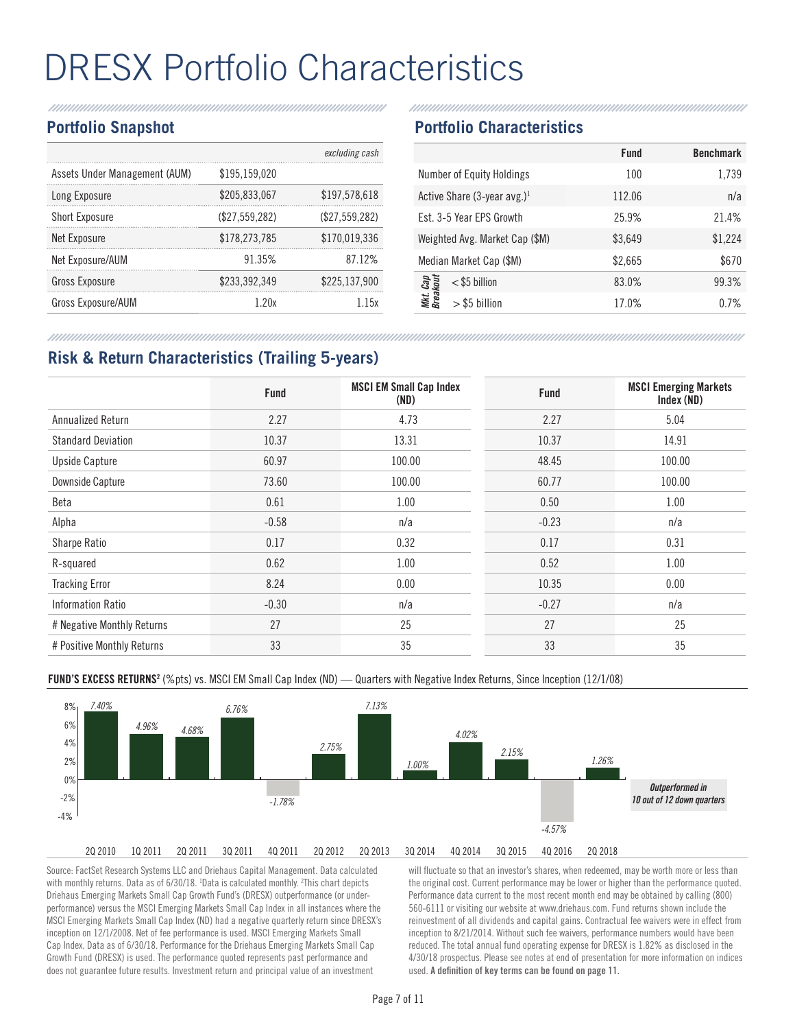# DRESX Portfolio Characteristics

## Portfolio Snapshot

| | | *excluding cash* |
|---|---|---|
| Assets Under Management (AUM) | $195,159,020 | |
| Long Exposure | $205,833,067 | $197,578,618 |
| Short Exposure | ($27,559,282) | ($27,559,282) |
| Net Exposure | $178,273,785 | $170,019,336 |
| Net Exposure/AUM | 91.35% | 87.12% |
| Gross Exposure | $233,392,349 | $225,137,900 |
| Gross Exposure/AUM | 1.20x | 1.15x |

## Portfolio Characteristics

| | | Fund | Benchmark |
|---|---|---|---|
| Number of Equity Holdings | | 100 | 1,739 |
| Active Share (3-year avg.)[1] | | 112.06 | n/a |
| Est. 3-5 Year EPS Growth | | 25.9% | 21.4% |
| Weighted Avg. Market Cap ($M) | | $3,649 | $1,224 |
| Median Market Cap ($M) | | $2,665 | $670 |
| Mkt. Cap Breakout | < $5 billion | 83.0% | 99.3% |
| Mkt. Cap Breakout | > $5 billion | 17.0% | 0.7% |

## Risk & Return Characteristics (Trailing 5-years)

| | Fund | MSCI EM Small Cap Index (ND) | Fund | MSCI Emerging Markets Index (ND) |
|---|---|---|---|---|
| Annualized Return | 2.27 | 4.73 | 2.27 | 5.04 |
| Standard Deviation | 10.37 | 13.31 | 10.37 | 14.91 |
| Upside Capture | 60.97 | 100.00 | 48.45 | 100.00 |
| Downside Capture | 73.60 | 100.00 | 60.77 | 100.00 |
| Beta | 0.61 | 1.00 | 0.50 | 1.00 |
| Alpha | -0.58 | n/a | -0.23 | n/a |
| Sharpe Ratio | 0.17 | 0.32 | 0.17 | 0.31 |
| R-squared | 0.62 | 1.00 | 0.52 | 1.00 |
| Tracking Error | 8.24 | 0.00 | 10.35 | 0.00 |
| Information Ratio | -0.30 | n/a | -0.27 | n/a |
| # Negative Monthly Returns | 27 | 25 | 27 | 25 |
| # Positive Monthly Returns | 33 | 35 | 33 | 35 |

**FUND'S EXCESS RETURNS**[2] (%pts) vs. MSCI EM Small Cap Index (ND) — Quarters with Negative Index Returns, Since Inception (12/1/08)

| Quarter | Excess Return |
|---|---|
| 2Q 2010 | 7.40% |
| 1Q 2011 | 4.96% |
| 2Q 2011 | 4.68% |
| 3Q 2011 | 6.76% |
| 4Q 2011 | -1.78% |
| 2Q 2012 | 2.75% |
| 2Q 2013 | 7.13% |
| 3Q 2014 | 1.00% |
| 4Q 2014 | 4.02% |
| 3Q 2015 | 2.15% |
| 4Q 2016 | -4.57% |
| 2Q 2018 | 1.26% |

***Outperformed in 10 out of 12 down quarters***

Source: FactSet Research Systems LLC and Driehaus Capital Management. Data calculated with monthly returns. Data as of 6/30/18. [1]Data is calculated monthly. [2]This chart depicts Driehaus Emerging Markets Small Cap Growth Fund's (DRESX) outperformance (or underperformance) versus the MSCI Emerging Markets Small Cap Index in all instances where the MSCI Emerging Markets Small Cap Index (ND) had a negative quarterly return since DRESX's inception on 12/1/2008. Net of fee performance is used. MSCI Emerging Markets Small Cap Index. Data as of 6/30/18. Performance for the Driehaus Emerging Markets Small Cap Growth Fund (DRESX) is used. The performance quoted represents past performance and does not guarantee future results. Investment return and principal value of an investment will fluctuate so that an investor's shares, when redeemed, may be worth more or less than the original cost. Current performance may be lower or higher than the performance quoted. Performance data current to the most recent month end may be obtained by calling (800) 560-6111 or visiting our website at www.driehaus.com. Fund returns shown include the reinvestment of all dividends and capital gains. Contractual fee waivers were in effect from inception to 8/21/2014. Without such fee waivers, performance numbers would have been reduced. The total annual fund operating expense for DRESX is 1.82% as disclosed in the 4/30/18 prospectus. Please see notes at end of presentation for more information on indices used. **A definition of key terms can be found on page 11.**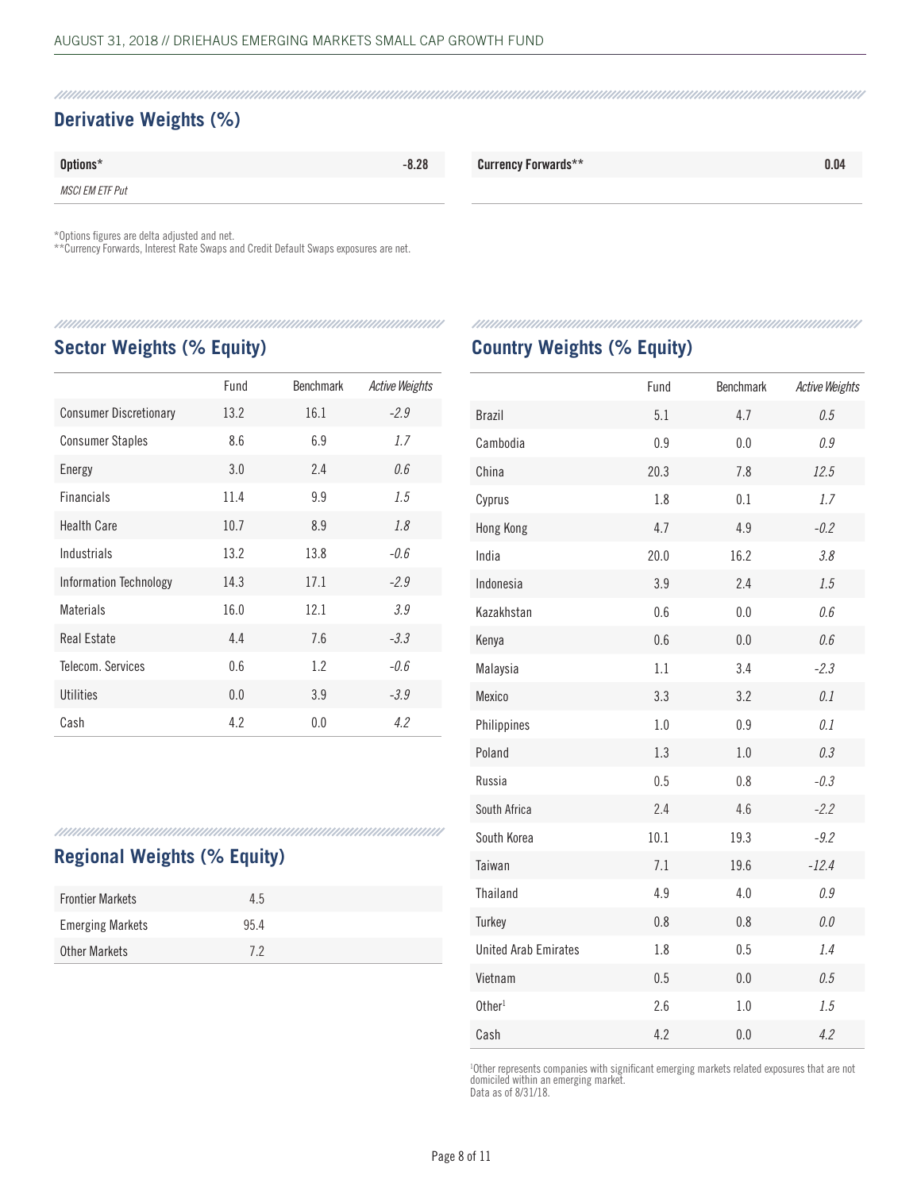## Derivative Weights (%)

| Options* | -8.28 |
|---|---|
| *MSCI EM ETF Put* | |

| Currency Forwards** | 0.04 |
|---|---|

*Options figures are delta adjusted and net.
**Currency Forwards, Interest Rate Swaps and Credit Default Swaps exposures are net.

## Sector Weights (% Equity)

| | Fund | Benchmark | *Active Weights* |
|---|---|---|---|
| Consumer Discretionary | 13.2 | 16.1 | *-2.9* |
| Consumer Staples | 8.6 | 6.9 | *1.7* |
| Energy | 3.0 | 2.4 | *0.6* |
| Financials | 11.4 | 9.9 | *1.5* |
| Health Care | 10.7 | 8.9 | *1.8* |
| Industrials | 13.2 | 13.8 | *-0.6* |
| Information Technology | 14.3 | 17.1 | *-2.9* |
| Materials | 16.0 | 12.1 | *3.9* |
| Real Estate | 4.4 | 7.6 | *-3.3* |
| Telecom. Services | 0.6 | 1.2 | *-0.6* |
| Utilities | 0.0 | 3.9 | *-3.9* |
| Cash | 4.2 | 0.0 | *4.2* |

## Regional Weights (% Equity)

| | |
|---|---|
| Frontier Markets | 4.5 |
| Emerging Markets | 95.4 |
| Other Markets | 7.2 |

## Country Weights (% Equity)

| | Fund | Benchmark | *Active Weights* |
|---|---|---|---|
| Brazil | 5.1 | 4.7 | *0.5* |
| Cambodia | 0.9 | 0.0 | *0.9* |
| China | 20.3 | 7.8 | *12.5* |
| Cyprus | 1.8 | 0.1 | *1.7* |
| Hong Kong | 4.7 | 4.9 | *-0.2* |
| India | 20.0 | 16.2 | *3.8* |
| Indonesia | 3.9 | 2.4 | *1.5* |
| Kazakhstan | 0.6 | 0.0 | *0.6* |
| Kenya | 0.6 | 0.0 | *0.6* |
| Malaysia | 1.1 | 3.4 | *-2.3* |
| Mexico | 3.3 | 3.2 | *0.1* |
| Philippines | 1.0 | 0.9 | *0.1* |
| Poland | 1.3 | 1.0 | *0.3* |
| Russia | 0.5 | 0.8 | *-0.3* |
| South Africa | 2.4 | 4.6 | *-2.2* |
| South Korea | 10.1 | 19.3 | *-9.2* |
| Taiwan | 7.1 | 19.6 | *-12.4* |
| Thailand | 4.9 | 4.0 | *0.9* |
| Turkey | 0.8 | 0.8 | *0.0* |
| United Arab Emirates | 1.8 | 0.5 | *1.4* |
| Vietnam | 0.5 | 0.0 | *0.5* |
| Other[1] | 2.6 | 1.0 | *1.5* |
| Cash | 4.2 | 0.0 | *4.2* |

[1]Other represents companies with significant emerging markets related exposures that are not domiciled within an emerging market.
Data as of 8/31/18.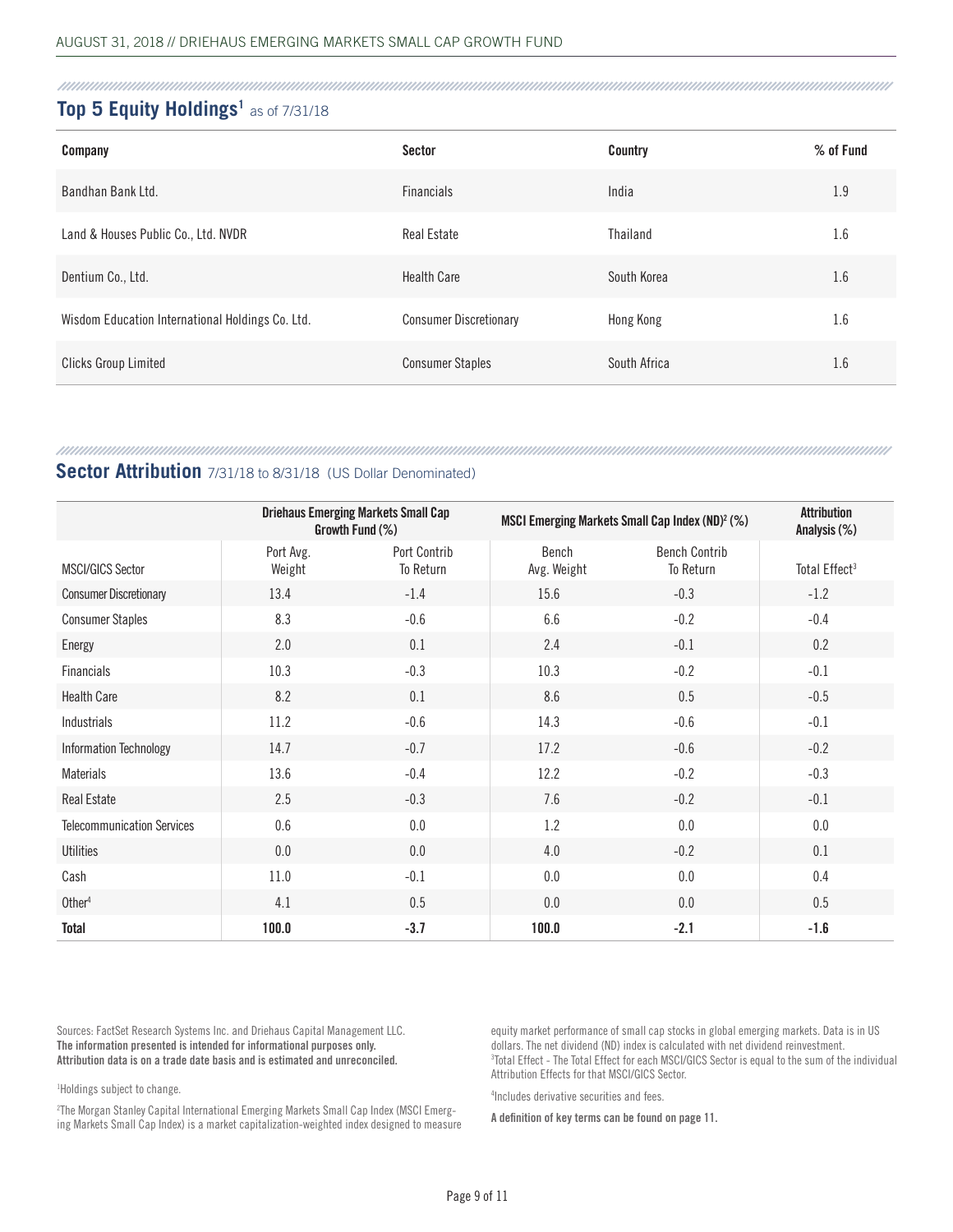## Top 5 Equity Holdings[1] as of 7/31/18

| Company | Sector | Country | % of Fund |
|---|---|---|---|
| Bandhan Bank Ltd. | Financials | India | 1.9 |
| Land & Houses Public Co., Ltd. NVDR | Real Estate | Thailand | 1.6 |
| Dentium Co., Ltd. | Health Care | South Korea | 1.6 |
| Wisdom Education International Holdings Co. Ltd. | Consumer Discretionary | Hong Kong | 1.6 |
| Clicks Group Limited | Consumer Staples | South Africa | 1.6 |

## Sector Attribution 7/31/18 to 8/31/18 (US Dollar Denominated)

| | Driehaus Emerging Markets Small Cap Growth Fund (%) | | MSCI Emerging Markets Small Cap Index (ND)[2] (%) | | Attribution Analysis (%) |
|---|---|---|---|---|---|
| MSCI/GICS Sector | Port Avg. Weight | Port Contrib To Return | Bench Avg. Weight | Bench Contrib To Return | Total Effect[3] |
| Consumer Discretionary | 13.4 | -1.4 | 15.6 | -0.3 | -1.2 |
| Consumer Staples | 8.3 | -0.6 | 6.6 | -0.2 | -0.4 |
| Energy | 2.0 | 0.1 | 2.4 | -0.1 | 0.2 |
| Financials | 10.3 | -0.3 | 10.3 | -0.2 | -0.1 |
| Health Care | 8.2 | 0.1 | 8.6 | 0.5 | -0.5 |
| Industrials | 11.2 | -0.6 | 14.3 | -0.6 | -0.1 |
| Information Technology | 14.7 | -0.7 | 17.2 | -0.6 | -0.2 |
| Materials | 13.6 | -0.4 | 12.2 | -0.2 | -0.3 |
| Real Estate | 2.5 | -0.3 | 7.6 | -0.2 | -0.1 |
| Telecommunication Services | 0.6 | 0.0 | 1.2 | 0.0 | 0.0 |
| Utilities | 0.0 | 0.0 | 4.0 | -0.2 | 0.1 |
| Cash | 11.0 | -0.1 | 0.0 | 0.0 | 0.4 |
| Other[4] | 4.1 | 0.5 | 0.0 | 0.0 | 0.5 |
| **Total** | **100.0** | **-3.7** | **100.0** | **-2.1** | **-1.6** |

Sources: FactSet Research Systems Inc. and Driehaus Capital Management LLC.
**The information presented is intended for informational purposes only.**
**Attribution data is on a trade date basis and is estimated and unreconciled.**

[1]Holdings subject to change.

[2]The Morgan Stanley Capital International Emerging Markets Small Cap Index (MSCI Emerging Markets Small Cap Index) is a market capitalization-weighted index designed to measure equity market performance of small cap stocks in global emerging markets. Data is in US dollars. The net dividend (ND) index is calculated with net dividend reinvestment.

[3]Total Effect - The Total Effect for each MSCI/GICS Sector is equal to the sum of the individual Attribution Effects for that MSCI/GICS Sector.

[4]Includes derivative securities and fees.

**A definition of key terms can be found on page 11.**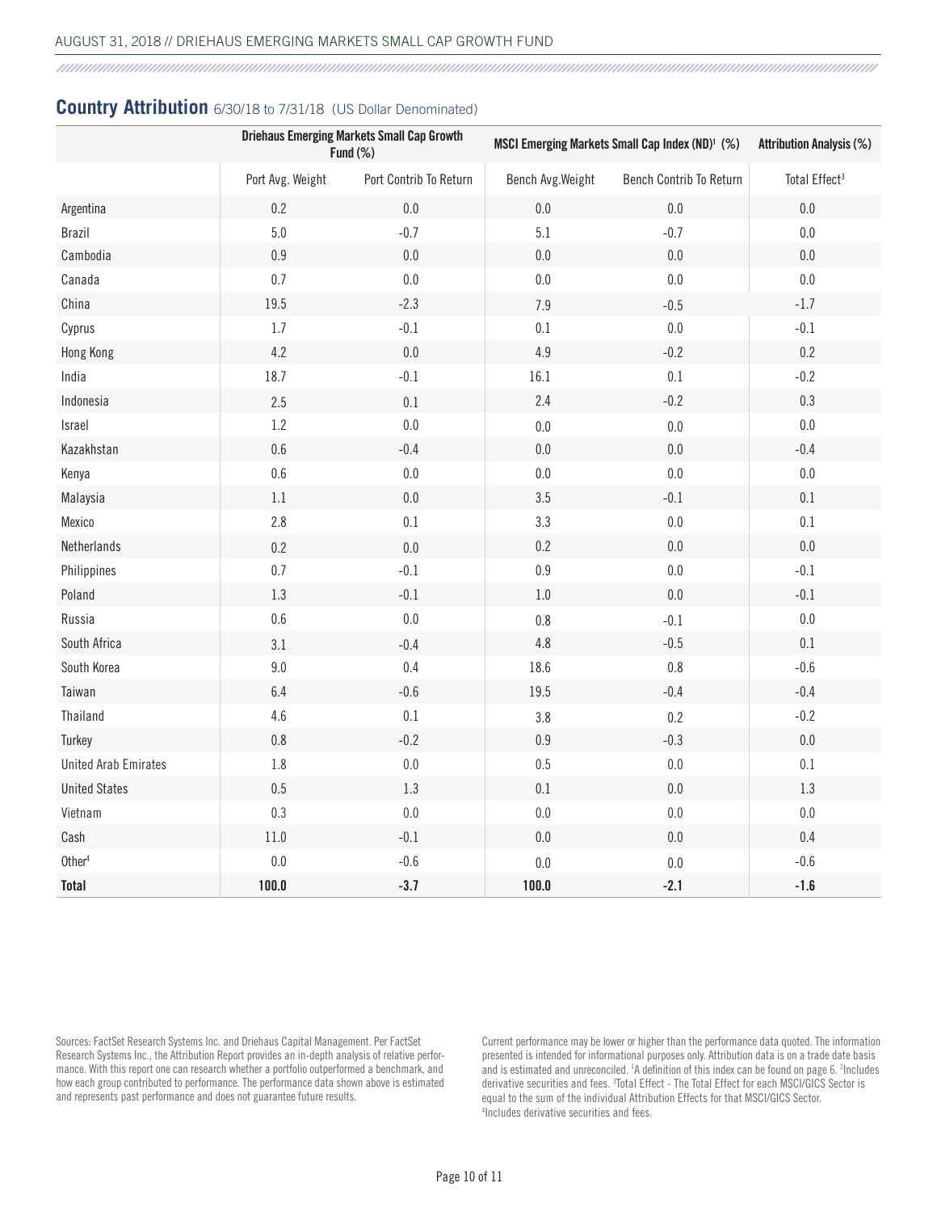## Country Attribution 6/30/18 to 7/31/18 (US Dollar Denominated)

| | Driehaus Emerging Markets Small Cap Growth Fund (%) | | MSCI Emerging Markets Small Cap Index (ND)[1] (%) | | Attribution Analysis (%) |
|---|---|---|---|---|---|
| | Port Avg. Weight | Port Contrib To Return | Bench Avg.Weight | Bench Contrib To Return | Total Effect[3] |
| Argentina | 0.2 | 0.0 | 0.0 | 0.0 | 0.0 |
| Brazil | 5.0 | -0.7 | 5.1 | -0.7 | 0.0 |
| Cambodia | 0.9 | 0.0 | 0.0 | 0.0 | 0.0 |
| Canada | 0.7 | 0.0 | 0.0 | 0.0 | 0.0 |
| China | 19.5 | -2.3 | 7.9 | -0.5 | -1.7 |
| Cyprus | 1.7 | -0.1 | 0.1 | 0.0 | -0.1 |
| Hong Kong | 4.2 | 0.0 | 4.9 | -0.2 | 0.2 |
| India | 18.7 | -0.1 | 16.1 | 0.1 | -0.2 |
| Indonesia | 2.5 | 0.1 | 2.4 | -0.2 | 0.3 |
| Israel | 1.2 | 0.0 | 0.0 | 0.0 | 0.0 |
| Kazakhstan | 0.6 | -0.4 | 0.0 | 0.0 | -0.4 |
| Kenya | 0.6 | 0.0 | 0.0 | 0.0 | 0.0 |
| Malaysia | 1.1 | 0.0 | 3.5 | -0.1 | 0.1 |
| Mexico | 2.8 | 0.1 | 3.3 | 0.0 | 0.1 |
| Netherlands | 0.2 | 0.0 | 0.2 | 0.0 | 0.0 |
| Philippines | 0.7 | -0.1 | 0.9 | 0.0 | -0.1 |
| Poland | 1.3 | -0.1 | 1.0 | 0.0 | -0.1 |
| Russia | 0.6 | 0.0 | 0.8 | -0.1 | 0.0 |
| South Africa | 3.1 | -0.4 | 4.8 | -0.5 | 0.1 |
| South Korea | 9.0 | 0.4 | 18.6 | 0.8 | -0.6 |
| Taiwan | 6.4 | -0.6 | 19.5 | -0.4 | -0.4 |
| Thailand | 4.6 | 0.1 | 3.8 | 0.2 | -0.2 |
| Turkey | 0.8 | -0.2 | 0.9 | -0.3 | 0.0 |
| United Arab Emirates | 1.8 | 0.0 | 0.5 | 0.0 | 0.1 |
| United States | 0.5 | 1.3 | 0.1 | 0.0 | 1.3 |
| Vietnam | 0.3 | 0.0 | 0.0 | 0.0 | 0.0 |
| Cash | 11.0 | -0.1 | 0.0 | 0.0 | 0.4 |
| Other[4] | 0.0 | -0.6 | 0.0 | 0.0 | -0.6 |
| **Total** | **100.0** | **-3.7** | **100.0** | **-2.1** | **-1.6** |

Sources: FactSet Research Systems Inc. and Driehaus Capital Management. Per FactSet Research Systems Inc., the Attribution Report provides an in-depth analysis of relative performance. With this report one can research whether a portfolio outperformed a benchmark, and how each group contributed to performance. The performance data shown above is estimated and represents past performance and does not guarantee future results.

Current performance may be lower or higher than the performance data quoted. The information presented is intended for informational purposes only. Attribution data is on a trade date basis and is estimated and unreconciled. [1]A definition of this index can be found on page 6. [2]Includes derivative securities and fees. [3]Total Effect - The Total Effect for each MSCI/GICS Sector is equal to the sum of the individual Attribution Effects for that MSCI/GICS Sector. [4]Includes derivative securities and fees.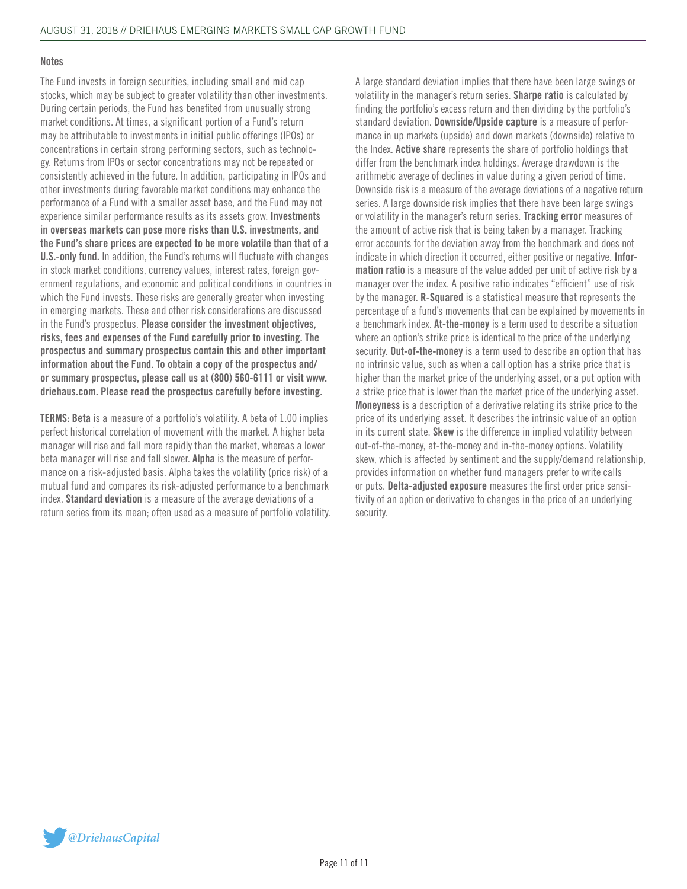## Notes

The Fund invests in foreign securities, including small and mid cap stocks, which may be subject to greater volatility than other investments. During certain periods, the Fund has benefited from unusually strong market conditions. At times, a significant portion of a Fund's return may be attributable to investments in initial public offerings (IPOs) or concentrations in certain strong performing sectors, such as technology. Returns from IPOs or sector concentrations may not be repeated or consistently achieved in the future. In addition, participating in IPOs and other investments during favorable market conditions may enhance the performance of a Fund with a smaller asset base, and the Fund may not experience similar performance results as its assets grow. **Investments in overseas markets can pose more risks than U.S. investments, and the Fund's share prices are expected to be more volatile than that of a U.S.-only fund.** In addition, the Fund's returns will fluctuate with changes in stock market conditions, currency values, interest rates, foreign government regulations, and economic and political conditions in countries in which the Fund invests. These risks are generally greater when investing in emerging markets. These and other risk considerations are discussed in the Fund's prospectus. **Please consider the investment objectives, risks, fees and expenses of the Fund carefully prior to investing. The prospectus and summary prospectus contain this and other important information about the Fund. To obtain a copy of the prospectus and/or summary prospectus, please call us at (800) 560-6111 or visit www.driehaus.com. Please read the prospectus carefully before investing.**

**TERMS: Beta** is a measure of a portfolio's volatility. A beta of 1.00 implies perfect historical correlation of movement with the market. A higher beta manager will rise and fall more rapidly than the market, whereas a lower beta manager will rise and fall slower. **Alpha** is the measure of performance on a risk-adjusted basis. Alpha takes the volatility (price risk) of a mutual fund and compares its risk-adjusted performance to a benchmark index. **Standard deviation** is a measure of the average deviations of a return series from its mean; often used as a measure of portfolio volatility. A large standard deviation implies that there have been large swings or volatility in the manager's return series. **Sharpe ratio** is calculated by finding the portfolio's excess return and then dividing by the portfolio's standard deviation. **Downside/Upside capture** is a measure of performance in up markets (upside) and down markets (downside) relative to the Index. **Active share** represents the share of portfolio holdings that differ from the benchmark index holdings. Average drawdown is the arithmetic average of declines in value during a given period of time. Downside risk is a measure of the average deviations of a negative return series. A large downside risk implies that there have been large swings or volatility in the manager's return series. **Tracking error** measures of the amount of active risk that is being taken by a manager. Tracking error accounts for the deviation away from the benchmark and does not indicate in which direction it occurred, either positive or negative. **Information ratio** is a measure of the value added per unit of active risk by a manager over the index. A positive ratio indicates "efficient" use of risk by the manager. **R-Squared** is a statistical measure that represents the percentage of a fund's movements that can be explained by movements in a benchmark index. **At-the-money** is a term used to describe a situation where an option's strike price is identical to the price of the underlying security. **Out-of-the-money** is a term used to describe an option that has no intrinsic value, such as when a call option has a strike price that is higher than the market price of the underlying asset, or a put option with a strike price that is lower than the market price of the underlying asset. **Moneyness** is a description of a derivative relating its strike price to the price of its underlying asset. It describes the intrinsic value of an option in its current state. **Skew** is the difference in implied volatility between out-of-the-money, at-the-money and in-the-money options. Volatility skew, which is affected by sentiment and the supply/demand relationship, provides information on whether fund managers prefer to write calls or puts. **Delta-adjusted exposure** measures the first order price sensitivity of an option or derivative to changes in the price of an underlying security.

@DriehausCapital